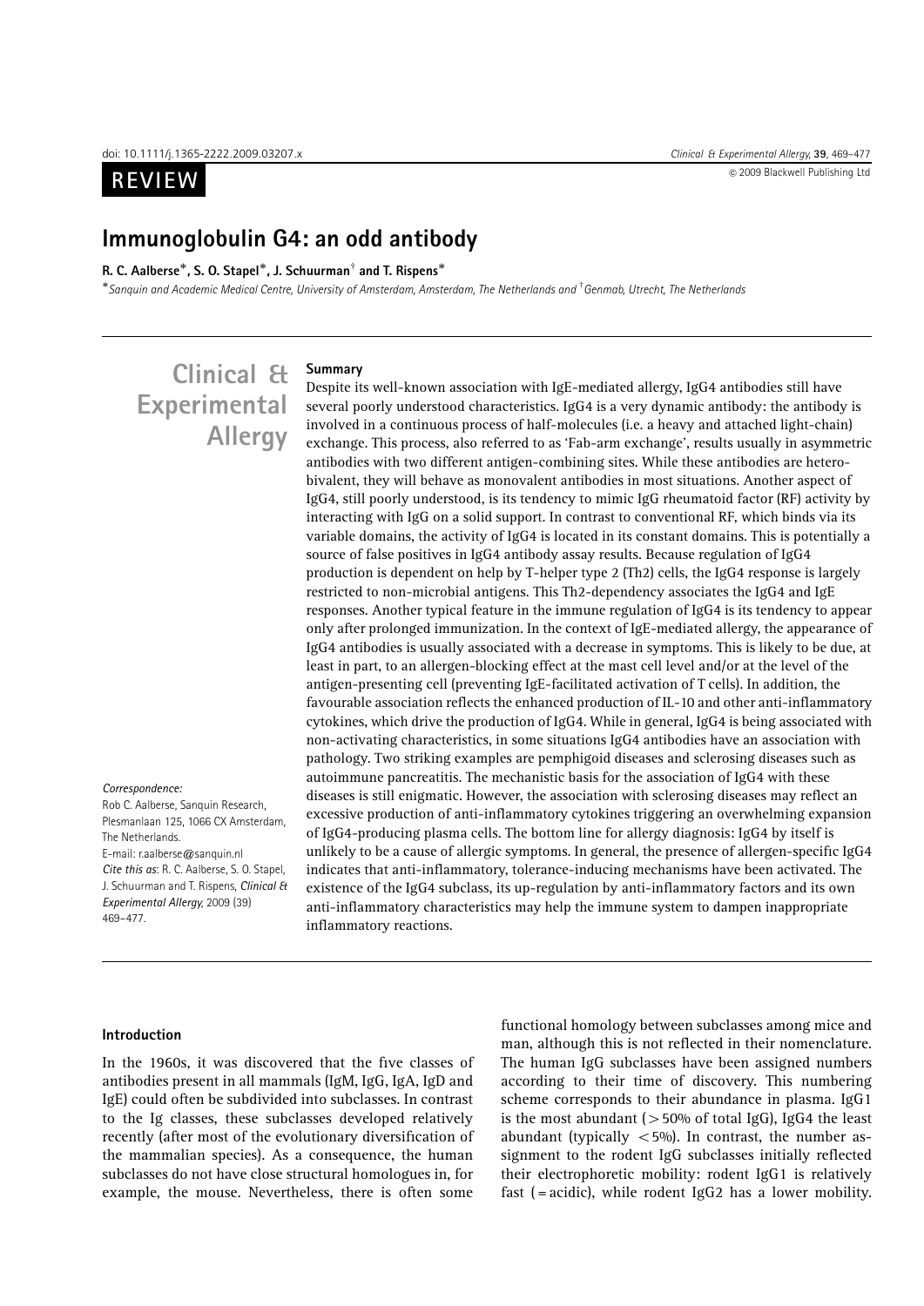REVIEW

# Immunoglobulin G4: an odd antibody

**R. C. Aalberse***, **S. O. Stapel***, **J. Schuurman**† **and T. Rispens***

*Sanquin and Academic Medical Centre, University of Amsterdam, Amsterdam, The Netherlands and †Genmab, Utrecht, The Netherlands*

**Clinical & Experimental Allergy**

### Summary

Despite its well-known association with IgE-mediated allergy, IgG4 antibodies still have several poorly understood characteristics. IgG4 is a very dynamic antibody: the antibody is involved in a continuous process of half-molecules (i.e. a heavy and attached light-chain) exchange. This process, also referred to as 'Fab-arm exchange', results usually in asymmetric antibodies with two different antigen-combining sites. While these antibodies are hetero-bivalent, they will behave as monovalent antibodies in most situations. Another aspect of IgG4, still poorly understood, is its tendency to mimic IgG rheumatoid factor (RF) activity by interacting with IgG on a solid support. In contrast to conventional RF, which binds via its variable domains, the activity of IgG4 is located in its constant domains. This is potentially a source of false positives in IgG4 antibody assay results. Because regulation of IgG4 production is dependent on help by T-helper type 2 (Th2) cells, the IgG4 response is largely restricted to non-microbial antigens. This Th2-dependency associates the IgG4 and IgE responses. Another typical feature in the immune regulation of IgG4 is its tendency to appear only after prolonged immunization. In the context of IgE-mediated allergy, the appearance of IgG4 antibodies is usually associated with a decrease in symptoms. This is likely to be due, at least in part, to an allergen-blocking effect at the mast cell level and/or at the level of the antigen-presenting cell (preventing IgE-facilitated activation of T cells). In addition, the favourable association reflects the enhanced production of IL-10 and other anti-inflammatory cytokines, which drive the production of IgG4. While in general, IgG4 is being associated with non-activating characteristics, in some situations IgG4 antibodies have an association with pathology. Two striking examples are pemphigoid diseases and sclerosing diseases such as autoimmune pancreatitis. The mechanistic basis for the association of IgG4 with these diseases is still enigmatic. However, the association with sclerosing diseases may reflect an excessive production of anti-inflammatory cytokines triggering an overwhelming expansion of IgG4-producing plasma cells. The bottom line for allergy diagnosis: IgG4 by itself is unlikely to be a cause of allergic symptoms. In general, the presence of allergen-specific IgG4 indicates that anti-inflammatory, tolerance-inducing mechanisms have been activated. The existence of the IgG4 subclass, its up-regulation by anti-inflammatory factors and its own anti-inflammatory characteristics may help the immune system to dampen inappropriate inflammatory reactions.

*Correspondence:*
Rob C. Aalberse, Sanquin Research, Plesmanlaan 125, 1066 CX Amsterdam, The Netherlands.
E-mail: r.aalberse@sanquin.nl
*Cite this as*: R. C. Aalberse, S. O. Stapel, J. Schuurman and T. Rispens, *Clinical & Experimental Allergy*, 2009 (39) 469–477.

## Introduction

In the 1960s, it was discovered that the five classes of antibodies present in all mammals (IgM, IgG, IgA, IgD and IgE) could often be subdivided into subclasses. In contrast to the Ig classes, these subclasses developed relatively recently (after most of the evolutionary diversification of the mammalian species). As a consequence, the human subclasses do not have close structural homologues in, for example, the mouse. Nevertheless, there is often some functional homology between subclasses among mice and man, although this is not reflected in their nomenclature. The human IgG subclasses have been assigned numbers according to their time of discovery. This numbering scheme corresponds to their abundance in plasma. IgG1 is the most abundant (> 50% of total IgG), IgG4 the least abundant (typically < 5%). In contrast, the number assignment to the rodent IgG subclasses initially reflected their electrophoretic mobility: rodent IgG1 is relatively fast ( = acidic), while rodent IgG2 has a lower mobility.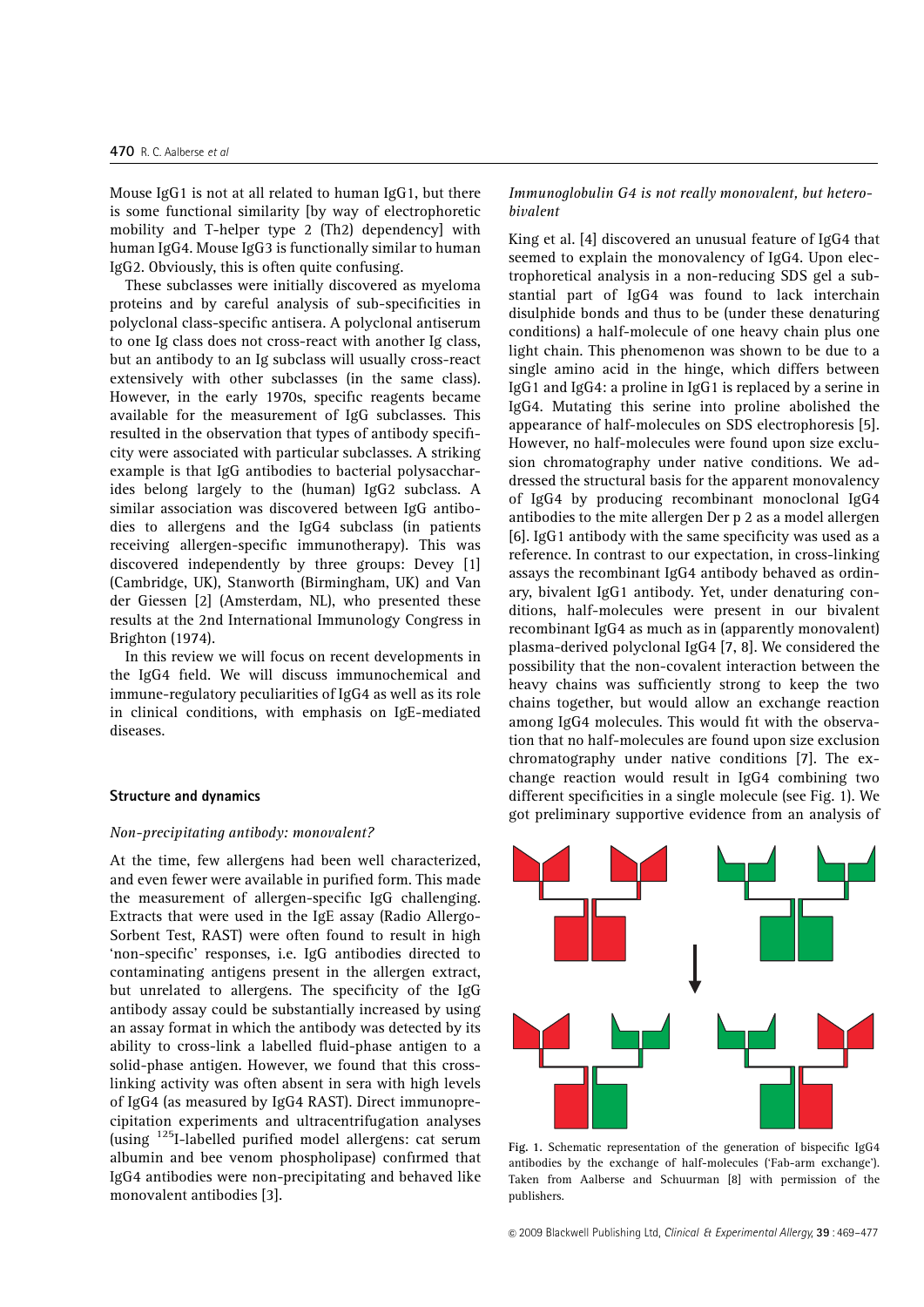Mouse IgG1 is not at all related to human IgG1, but there is some functional similarity [by way of electrophoretic mobility and T-helper type 2 (Th2) dependency] with human IgG4. Mouse IgG3 is functionally similar to human IgG2. Obviously, this is often quite confusing.

These subclasses were initially discovered as myeloma proteins and by careful analysis of sub-specificities in polyclonal class-specific antisera. A polyclonal antiserum to one Ig class does not cross-react with another Ig class, but an antibody to an Ig subclass will usually cross-react extensively with other subclasses (in the same class). However, in the early 1970s, specific reagents became available for the measurement of IgG subclasses. This resulted in the observation that types of antibody specificity were associated with particular subclasses. A striking example is that IgG antibodies to bacterial polysaccharides belong largely to the (human) IgG2 subclass. A similar association was discovered between IgG antibodies to allergens and the IgG4 subclass (in patients receiving allergen-specific immunotherapy). This was discovered independently by three groups: Devey [1] (Cambridge, UK), Stanworth (Birmingham, UK) and Van der Giessen [2] (Amsterdam, NL), who presented these results at the 2nd International Immunology Congress in Brighton (1974).

In this review we will focus on recent developments in the IgG4 field. We will discuss immunochemical and immune-regulatory peculiarities of IgG4 as well as its role in clinical conditions, with emphasis on IgE-mediated diseases.

## Structure and dynamics

### *Non-precipitating antibody: monovalent?*

At the time, few allergens had been well characterized, and even fewer were available in purified form. This made the measurement of allergen-specific IgG challenging. Extracts that were used in the IgE assay (Radio Allergo-Sorbent Test, RAST) were often found to result in high 'non-specific' responses, i.e. IgG antibodies directed to contaminating antigens present in the allergen extract, but unrelated to allergens. The specificity of the IgG antibody assay could be substantially increased by using an assay format in which the antibody was detected by its ability to cross-link a labelled fluid-phase antigen to a solid-phase antigen. However, we found that this cross-linking activity was often absent in sera with high levels of IgG4 (as measured by IgG4 RAST). Direct immunoprecipitation experiments and ultracentrifugation analyses (using $^{125}$I-labelled purified model allergens: cat serum albumin and bee venom phospholipase) confirmed that IgG4 antibodies were non-precipitating and behaved like monovalent antibodies [3].

### *Immunoglobulin G4 is not really monovalent, but hetero-bivalent*

King et al. [4] discovered an unusual feature of IgG4 that seemed to explain the monovalency of IgG4. Upon electrophoretical analysis in a non-reducing SDS gel a substantial part of IgG4 was found to lack interchain disulphide bonds and thus to be (under these denaturing conditions) a half-molecule of one heavy chain plus one light chain. This phenomenon was shown to be due to a single amino acid in the hinge, which differs between IgG1 and IgG4: a proline in IgG1 is replaced by a serine in IgG4. Mutating this serine into proline abolished the appearance of half-molecules on SDS electrophoresis [5]. However, no half-molecules were found upon size exclusion chromatography under native conditions. We addressed the structural basis for the apparent monovalency of IgG4 by producing recombinant monoclonal IgG4 antibodies to the mite allergen Der p 2 as a model allergen [6]. IgG1 antibody with the same specificity was used as a reference. In contrast to our expectation, in cross-linking assays the recombinant IgG4 antibody behaved as ordinary, bivalent IgG1 antibody. Yet, under denaturing conditions, half-molecules were present in our bivalent recombinant IgG4 as much as in (apparently monovalent) plasma-derived polyclonal IgG4 [7, 8]. We considered the possibility that the non-covalent interaction between the heavy chains was sufficiently strong to keep the two chains together, but would allow an exchange reaction among IgG4 molecules. This would fit with the observation that no half-molecules are found upon size exclusion chromatography under native conditions [7]. The exchange reaction would result in IgG4 combining two different specificities in a single molecule (see Fig. 1). We got preliminary supportive evidence from an analysis of

Fig. 1. Schematic representation of the generation of bispecific IgG4 antibodies by the exchange of half-molecules ('Fab-arm exchange'). Taken from Aalberse and Schuurman [8] with permission of the publishers.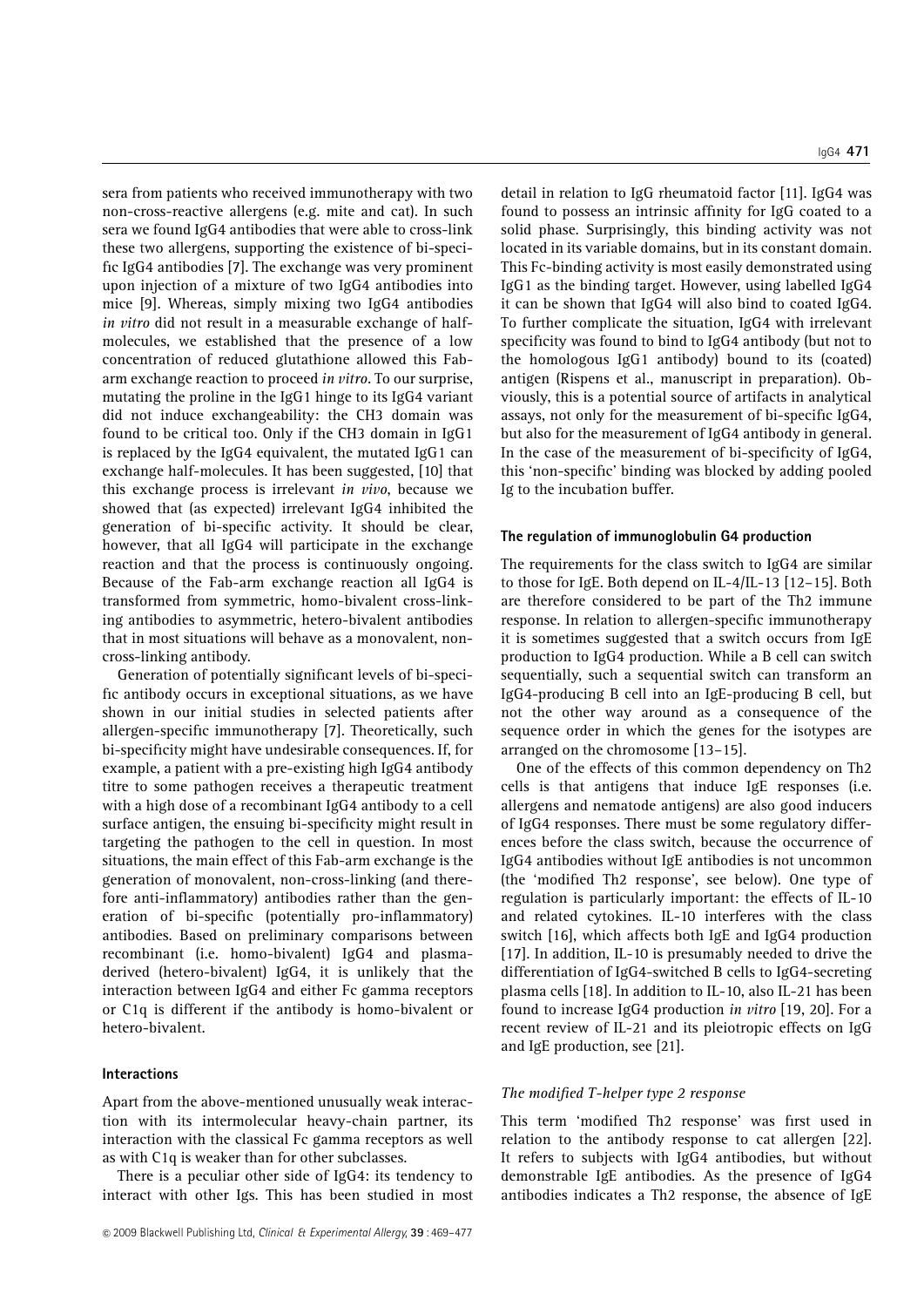sera from patients who received immunotherapy with two non-cross-reactive allergens (e.g. mite and cat). In such sera we found IgG4 antibodies that were able to cross-link these two allergens, supporting the existence of bi-specific IgG4 antibodies [7]. The exchange was very prominent upon injection of a mixture of two IgG4 antibodies into mice [9]. Whereas, simply mixing two IgG4 antibodies *in vitro* did not result in a measurable exchange of half-molecules, we established that the presence of a low concentration of reduced glutathione allowed this Fab-arm exchange reaction to proceed *in vitro*. To our surprise, mutating the proline in the IgG1 hinge to its IgG4 variant did not induce exchangeability: the CH3 domain was found to be critical too. Only if the CH3 domain in IgG1 is replaced by the IgG4 equivalent, the mutated IgG1 can exchange half-molecules. It has been suggested, [10] that this exchange process is irrelevant *in vivo*, because we showed that (as expected) irrelevant IgG4 inhibited the generation of bi-specific activity. It should be clear, however, that all IgG4 will participate in the exchange reaction and that the process is continuously ongoing. Because of the Fab-arm exchange reaction all IgG4 is transformed from symmetric, homo-bivalent cross-linking antibodies to asymmetric, hetero-bivalent antibodies that in most situations will behave as a monovalent, non-cross-linking antibody.

Generation of potentially significant levels of bi-specific antibody occurs in exceptional situations, as we have shown in our initial studies in selected patients after allergen-specific immunotherapy [7]. Theoretically, such bi-specificity might have undesirable consequences. If, for example, a patient with a pre-existing high IgG4 antibody titre to some pathogen receives a therapeutic treatment with a high dose of a recombinant IgG4 antibody to a cell surface antigen, the ensuing bi-specificity might result in targeting the pathogen to the cell in question. In most situations, the main effect of this Fab-arm exchange is the generation of monovalent, non-cross-linking (and therefore anti-inflammatory) antibodies rather than the generation of bi-specific (potentially pro-inflammatory) antibodies. Based on preliminary comparisons between recombinant (i.e. homo-bivalent) IgG4 and plasma-derived (hetero-bivalent) IgG4, it is unlikely that the interaction between IgG4 and either Fc gamma receptors or C1q is different if the antibody is homo-bivalent or hetero-bivalent.

### Interactions

Apart from the above-mentioned unusually weak interaction with its intermolecular heavy-chain partner, its interaction with the classical Fc gamma receptors as well as with C1q is weaker than for other subclasses.

There is a peculiar other side of IgG4: its tendency to interact with other Igs. This has been studied in most detail in relation to IgG rheumatoid factor [11]. IgG4 was found to possess an intrinsic affinity for IgG coated to a solid phase. Surprisingly, this binding activity was not located in its variable domains, but in its constant domain. This Fc-binding activity is most easily demonstrated using IgG1 as the binding target. However, using labelled IgG4 it can be shown that IgG4 will also bind to coated IgG4. To further complicate the situation, IgG4 with irrelevant specificity was found to bind to IgG4 antibody (but not to the homologous IgG1 antibody) bound to its (coated) antigen (Rispens et al., manuscript in preparation). Obviously, this is a potential source of artifacts in analytical assays, not only for the measurement of bi-specific IgG4, but also for the measurement of IgG4 antibody in general. In the case of the measurement of bi-specificity of IgG4, this 'non-specific' binding was blocked by adding pooled Ig to the incubation buffer.

### The regulation of immunoglobulin G4 production

The requirements for the class switch to IgG4 are similar to those for IgE. Both depend on IL-4/IL-13 [12–15]. Both are therefore considered to be part of the Th2 immune response. In relation to allergen-specific immunotherapy it is sometimes suggested that a switch occurs from IgE production to IgG4 production. While a B cell can switch sequentially, such a sequential switch can transform an IgG4-producing B cell into an IgE-producing B cell, but not the other way around as a consequence of the sequence order in which the genes for the isotypes are arranged on the chromosome [13–15].

One of the effects of this common dependency on Th2 cells is that antigens that induce IgE responses (i.e. allergens and nematode antigens) are also good inducers of IgG4 responses. There must be some regulatory differences before the class switch, because the occurrence of IgG4 antibodies without IgE antibodies is not uncommon (the 'modified Th2 response', see below). One type of regulation is particularly important: the effects of IL-10 and related cytokines. IL-10 interferes with the class switch [16], which affects both IgE and IgG4 production [17]. In addition, IL-10 is presumably needed to drive the differentiation of IgG4-switched B cells to IgG4-secreting plasma cells [18]. In addition to IL-10, also IL-21 has been found to increase IgG4 production *in vitro* [19, 20]. For a recent review of IL-21 and its pleiotropic effects on IgG and IgE production, see [21].

#### *The modified T-helper type 2 response*

This term 'modified Th2 response' was first used in relation to the antibody response to cat allergen [22]. It refers to subjects with IgG4 antibodies, but without demonstrable IgE antibodies. As the presence of IgG4 antibodies indicates a Th2 response, the absence of IgE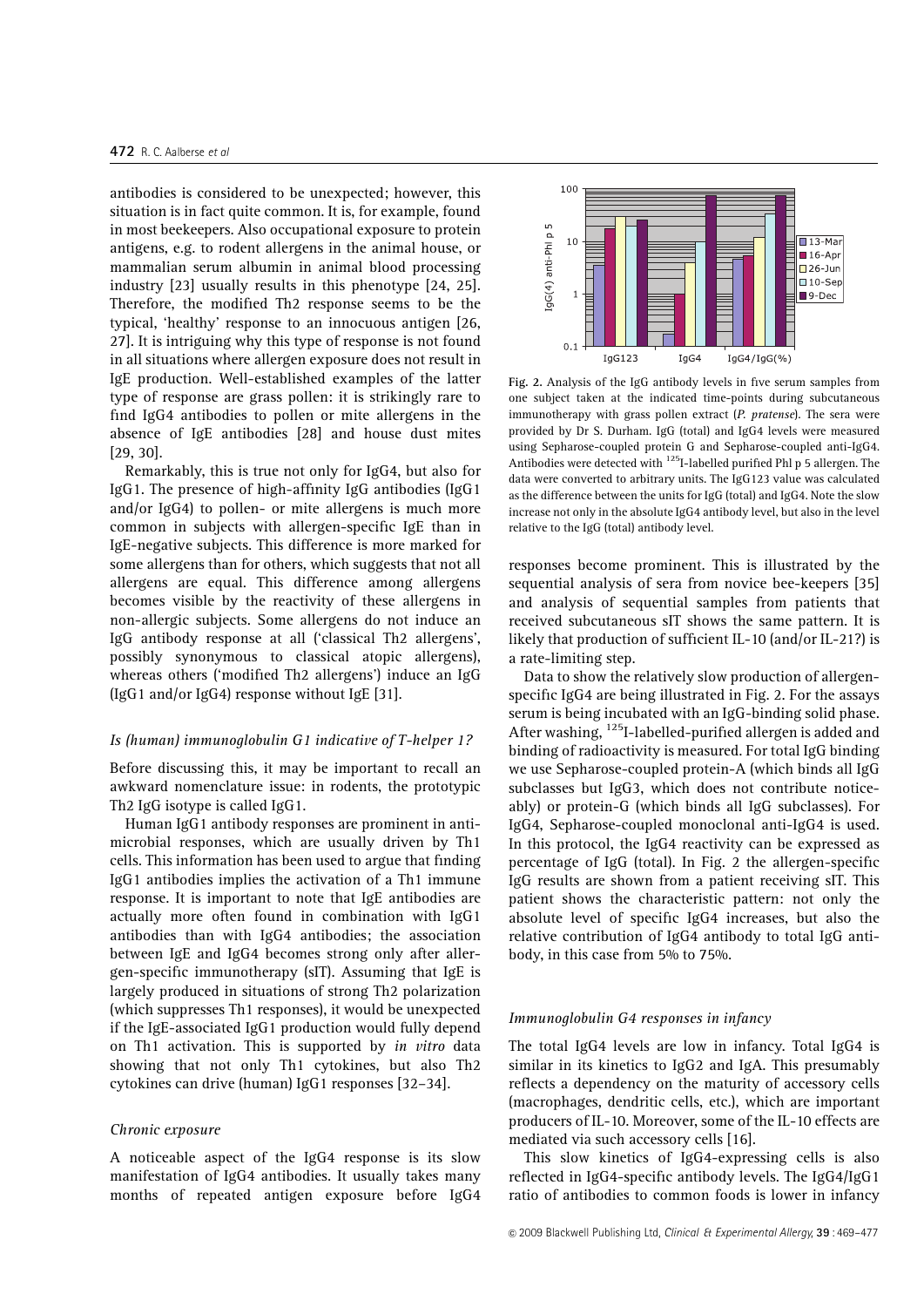antibodies is considered to be unexpected; however, this situation is in fact quite common. It is, for example, found in most beekeepers. Also occupational exposure to protein antigens, e.g. to rodent allergens in the animal house, or mammalian serum albumin in animal blood processing industry [23] usually results in this phenotype [24, 25]. Therefore, the modified Th2 response seems to be the typical, 'healthy' response to an innocuous antigen [26, 27]. It is intriguing why this type of response is not found in all situations where allergen exposure does not result in IgE production. Well-established examples of the latter type of response are grass pollen: it is strikingly rare to find IgG4 antibodies to pollen or mite allergens in the absence of IgE antibodies [28] and house dust mites [29, 30].

Remarkably, this is true not only for IgG4, but also for IgG1. The presence of high-affinity IgG antibodies (IgG1 and/or IgG4) to pollen- or mite allergens is much more common in subjects with allergen-specific IgE than in IgE-negative subjects. This difference is more marked for some allergens than for others, which suggests that not all allergens are equal. This difference among allergens becomes visible by the reactivity of these allergens in non-allergic subjects. Some allergens do not induce an IgG antibody response at all ('classical Th2 allergens', possibly synonymous to classical atopic allergens), whereas others ('modified Th2 allergens') induce an IgG (IgG1 and/or IgG4) response without IgE [31].

### *Is (human) immunoglobulin G1 indicative of T-helper 1?*

Before discussing this, it may be important to recall an awkward nomenclature issue: in rodents, the prototypic Th2 IgG isotype is called IgG1.

Human IgG1 antibody responses are prominent in anti-microbial responses, which are usually driven by Th1 cells. This information has been used to argue that finding IgG1 antibodies implies the activation of a Th1 immune response. It is important to note that IgE antibodies are actually more often found in combination with IgG1 antibodies than with IgG4 antibodies; the association between IgE and IgG4 becomes strong only after allergen-specific immunotherapy (sIT). Assuming that IgE is largely produced in situations of strong Th2 polarization (which suppresses Th1 responses), it would be unexpected if the IgE-associated IgG1 production would fully depend on Th1 activation. This is supported by *in vitro* data showing that not only Th1 cytokines, but also Th2 cytokines can drive (human) IgG1 responses [32–34].

### *Chronic exposure*

A noticeable aspect of the IgG4 response is its slow manifestation of IgG4 antibodies. It usually takes many months of repeated antigen exposure before IgG4 responses become prominent. This is illustrated by the sequential analysis of sera from novice bee-keepers [35] and analysis of sequential samples from patients that received subcutaneous sIT shows the same pattern. It is likely that production of sufficient IL-10 (and/or IL-21?) is a rate-limiting step.

Data to show the relatively slow production of allergen-specific IgG4 are being illustrated in Fig. 2. For the assays serum is being incubated with an IgG-binding solid phase. After washing, $^{125}$I-labelled-purified allergen is added and binding of radioactivity is measured. For total IgG binding we use Sepharose-coupled protein-A (which binds all IgG subclasses but IgG3, which does not contribute noticeably) or protein-G (which binds all IgG subclasses). For IgG4, Sepharose-coupled monoclonal anti-IgG4 is used. In this protocol, the IgG4 reactivity can be expressed as percentage of IgG (total). In Fig. 2 the allergen-specific IgG results are shown from a patient receiving sIT. This patient shows the characteristic pattern: not only the absolute level of specific IgG4 increases, but also the relative contribution of IgG4 antibody to total IgG antibody, in this case from 5% to 75%.

Fig. 2. Analysis of the IgG antibody levels in five serum samples from one subject taken at the indicated time-points during subcutaneous immunotherapy with grass pollen extract (*P. pratense*). The sera were provided by Dr S. Durham. IgG (total) and IgG4 levels were measured using Sepharose-coupled protein G and Sepharose-coupled anti-IgG4. Antibodies were detected with $^{125}$I-labelled purified Phl p 5 allergen. The data were converted to arbitrary units. The IgG123 value was calculated as the difference between the units for IgG (total) and IgG4. Note the slow increase not only in the absolute IgG4 antibody level, but also in the level relative to the IgG (total) antibody level.

### *Immunoglobulin G4 responses in infancy*

The total IgG4 levels are low in infancy. Total IgG4 is similar in its kinetics to IgG2 and IgA. This presumably reflects a dependency on the maturity of accessory cells (macrophages, dendritic cells, etc.), which are important producers of IL-10. Moreover, some of the IL-10 effects are mediated via such accessory cells [16].

This slow kinetics of IgG4-expressing cells is also reflected in IgG4-specific antibody levels. The IgG4/IgG1 ratio of antibodies to common foods is lower in infancy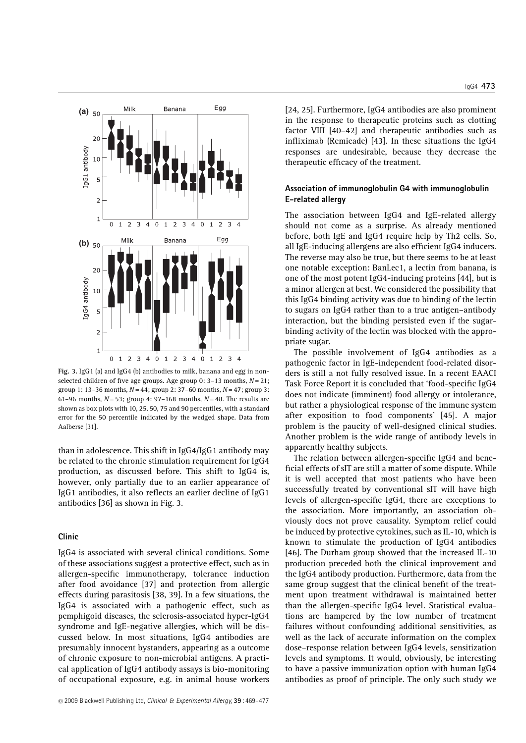Fig. 3. IgG1 (a) and IgG4 (b) antibodies to milk, banana and egg in non-selected children of five age groups. Age group 0: 3–13 months, $N = 21$; group 1: 13–36 months, $N = 44$; group 2: 37–60 months, $N = 47$; group 3: 61–96 months, $N = 53$; group 4: 97–168 months, $N = 48$. The results are shown as box plots with 10, 25, 50, 75 and 90 percentiles, with a standard error for the 50 percentile indicated by the wedged shape. Data from Aalberse [31].

than in adolescence. This shift in IgG4/IgG1 antibody may be related to the chronic stimulation requirement for IgG4 production, as discussed before. This shift to IgG4 is, however, only partially due to an earlier appearance of IgG1 antibodies, it also reflects an earlier decline of IgG1 antibodies [36] as shown in Fig. 3.

## Clinic

IgG4 is associated with several clinical conditions. Some of these associations suggest a protective effect, such as in allergen-specific immunotherapy, tolerance induction after food avoidance [37] and protection from allergic effects during parasitosis [38, 39]. In a few situations, the IgG4 is associated with a pathogenic effect, such as pemphigoid diseases, the sclerosis-associated hyper-IgG4 syndrome and IgE-negative allergies, which will be discussed below. In most situations, IgG4 antibodies are presumably innocent bystanders, appearing as a outcome of chronic exposure to non-microbial antigens. A practical application of IgG4 antibody assays is bio-monitoring of occupational exposure, e.g. in animal house workers [24, 25]. Furthermore, IgG4 antibodies are also prominent in the response to therapeutic proteins such as clotting factor VIII [40–42] and therapeutic antibodies such as infliximab (Remicade) [43]. In these situations the IgG4 responses are undesirable, because they decrease the therapeutic efficacy of the treatment.

### Association of immunoglobulin G4 with immunoglobulin E-related allergy

The association between IgG4 and IgE-related allergy should not come as a surprise. As already mentioned before, both IgE and IgG4 require help by Th2 cells. So, all IgE-inducing allergens are also efficient IgG4 inducers. The reverse may also be true, but there seems to be at least one notable exception: BanLec1, a lectin from banana, is one of the most potent IgG4-inducing proteins [44], but is a minor allergen at best. We considered the possibility that this IgG4 binding activity was due to binding of the lectin to sugars on IgG4 rather than to a true antigen–antibody interaction, but the binding persisted even if the sugar-binding activity of the lectin was blocked with the appropriate sugar.

The possible involvement of IgG4 antibodies as a pathogenic factor in IgE-independent food-related disorders is still a not fully resolved issue. In a recent EAACI Task Force Report it is concluded that 'food-specific IgG4 does not indicate (imminent) food allergy or intolerance, but rather a physiological response of the immune system after exposition to food components' [45]. A major problem is the paucity of well-designed clinical studies. Another problem is the wide range of antibody levels in apparently healthy subjects.

The relation between allergen-specific IgG4 and beneficial effects of sIT are still a matter of some dispute. While it is well accepted that most patients who have been successfully treated by conventional sIT will have high levels of allergen-specific IgG4, there are exceptions to the association. More importantly, an association obviously does not prove causality. Symptom relief could be induced by protective cytokines, such as IL-10, which is known to stimulate the production of IgG4 antibodies [46]. The Durham group showed that the increased IL-10 production preceded both the clinical improvement and the IgG4 antibody production. Furthermore, data from the same group suggest that the clinical benefit of the treatment upon treatment withdrawal is maintained better than the allergen-specific IgG4 level. Statistical evaluations are hampered by the low number of treatment failures without confounding additional sensitivities, as well as the lack of accurate information on the complex dose–response relation between IgG4 levels, sensitization levels and symptoms. It would, obviously, be interesting to have a passive immunization option with human IgG4 antibodies as proof of principle. The only such study we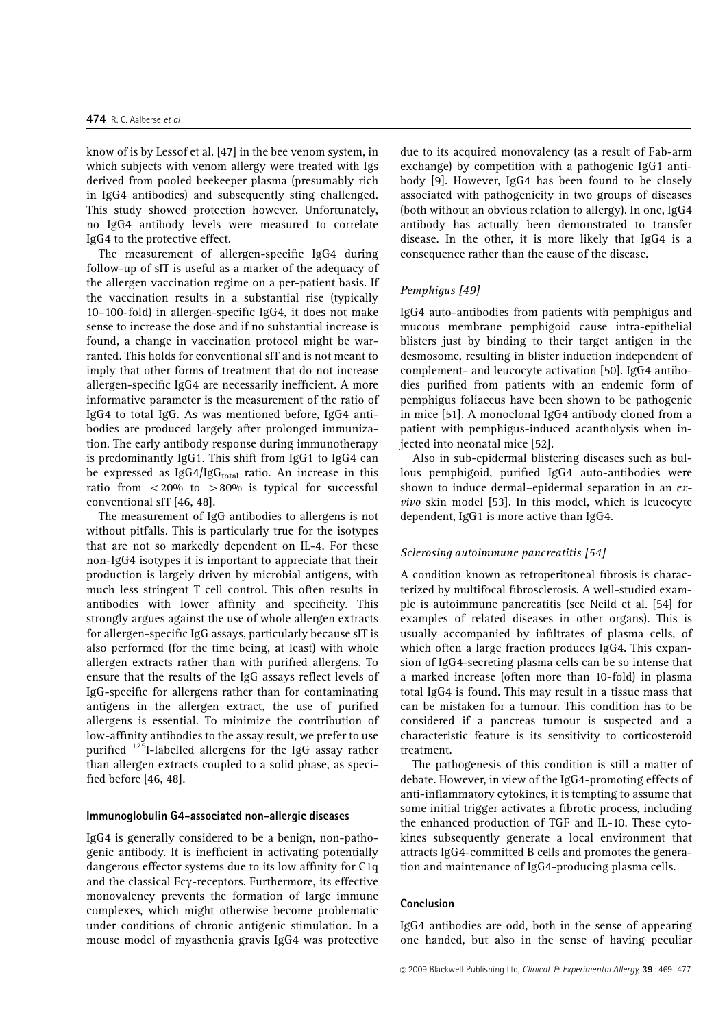know of is by Lessof et al. [47] in the bee venom system, in which subjects with venom allergy were treated with Igs derived from pooled beekeeper plasma (presumably rich in IgG4 antibodies) and subsequently sting challenged. This study showed protection however. Unfortunately, no IgG4 antibody levels were measured to correlate IgG4 to the protective effect.

The measurement of allergen-specific IgG4 during follow-up of sIT is useful as a marker of the adequacy of the allergen vaccination regime on a per-patient basis. If the vaccination results in a substantial rise (typically 10–100-fold) in allergen-specific IgG4, it does not make sense to increase the dose and if no substantial increase is found, a change in vaccination protocol might be warranted. This holds for conventional sIT and is not meant to imply that other forms of treatment that do not increase allergen-specific IgG4 are necessarily inefficient. A more informative parameter is the measurement of the ratio of IgG4 to total IgG. As was mentioned before, IgG4 antibodies are produced largely after prolonged immunization. The early antibody response during immunotherapy is predominantly IgG1. This shift from IgG1 to IgG4 can be expressed as $IgG4/IgG_{total}$ ratio. An increase in this ratio from $<20\%$ to $>80\%$ is typical for successful conventional sIT [46, 48].

The measurement of IgG antibodies to allergens is not without pitfalls. This is particularly true for the isotypes that are not so markedly dependent on IL-4. For these non-IgG4 isotypes it is important to appreciate that their production is largely driven by microbial antigens, with much less stringent T cell control. This often results in antibodies with lower affinity and specificity. This strongly argues against the use of whole allergen extracts for allergen-specific IgG assays, particularly because sIT is also performed (for the time being, at least) with whole allergen extracts rather than with purified allergens. To ensure that the results of the IgG assays reflect levels of IgG-specific for allergens rather than for contaminating antigens in the allergen extract, the use of purified allergens is essential. To minimize the contribution of low-affinity antibodies to the assay result, we prefer to use purified $^{125}$I-labelled allergens for the IgG assay rather than allergen extracts coupled to a solid phase, as specified before [46, 48].

## Immunoglobulin G4-associated non-allergic diseases

IgG4 is generally considered to be a benign, non-pathogenic antibody. It is inefficient in activating potentially dangerous effector systems due to its low affinity for C1q and the classical Fcγ-receptors. Furthermore, its effective monovalency prevents the formation of large immune complexes, which might otherwise become problematic under conditions of chronic antigenic stimulation. In a mouse model of myasthenia gravis IgG4 was protective due to its acquired monovalency (as a result of Fab-arm exchange) by competition with a pathogenic IgG1 antibody [9]. However, IgG4 has been found to be closely associated with pathogenicity in two groups of diseases (both without an obvious relation to allergy). In one, IgG4 antibody has actually been demonstrated to transfer disease. In the other, it is more likely that IgG4 is a consequence rather than the cause of the disease.

### *Pemphigus [49]*

IgG4 auto-antibodies from patients with pemphigus and mucous membrane pemphigoid cause intra-epithelial blisters just by binding to their target antigen in the desmosome, resulting in blister induction independent of complement- and leucocyte activation [50]. IgG4 antibodies purified from patients with an endemic form of pemphigus foliaceus have been shown to be pathogenic in mice [51]. A monoclonal IgG4 antibody cloned from a patient with pemphigus-induced acantholysis when injected into neonatal mice [52].

Also in sub-epidermal blistering diseases such as bullous pemphigoid, purified IgG4 auto-antibodies were shown to induce dermal–epidermal separation in an *ex-vivo* skin model [53]. In this model, which is leucocyte dependent, IgG1 is more active than IgG4.

### *Sclerosing autoimmune pancreatitis [54]*

A condition known as retroperitoneal fibrosis is characterized by multifocal fibrosclerosis. A well-studied example is autoimmune pancreatitis (see Neild et al. [54] for examples of related diseases in other organs). This is usually accompanied by infiltrates of plasma cells, of which often a large fraction produces IgG4. This expansion of IgG4-secreting plasma cells can be so intense that a marked increase (often more than 10-fold) in plasma total IgG4 is found. This may result in a tissue mass that can be mistaken for a tumour. This condition has to be considered if a pancreas tumour is suspected and a characteristic feature is its sensitivity to corticosteroid treatment.

The pathogenesis of this condition is still a matter of debate. However, in view of the IgG4-promoting effects of anti-inflammatory cytokines, it is tempting to assume that some initial trigger activates a fibrotic process, including the enhanced production of TGF and IL-10. These cytokines subsequently generate a local environment that attracts IgG4-committed B cells and promotes the generation and maintenance of IgG4-producing plasma cells.

## Conclusion

IgG4 antibodies are odd, both in the sense of appearing one handed, but also in the sense of having peculiar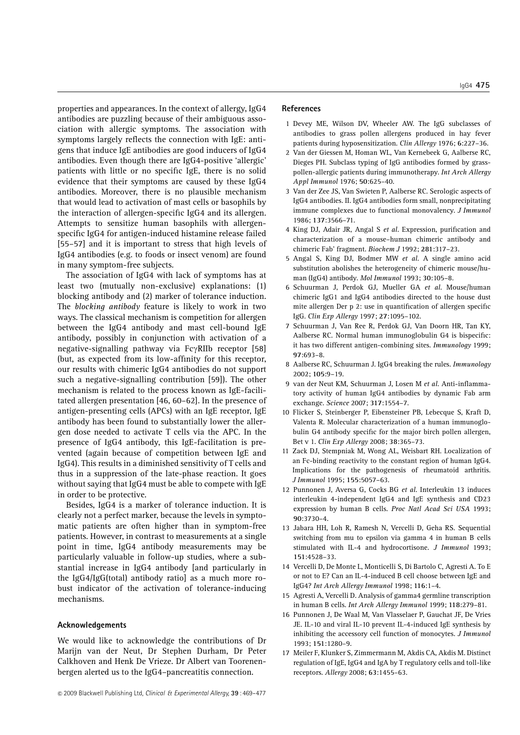properties and appearances. In the context of allergy, IgG4 antibodies are puzzling because of their ambiguous association with allergic symptoms. The association with symptoms largely reflects the connection with IgE: antigens that induce IgE antibodies are good inducers of IgG4 antibodies. Even though there are IgG4-positive 'allergic' patients with little or no specific IgE, there is no solid evidence that their symptoms are caused by these IgG4 antibodies. Moreover, there is no plausible mechanism that would lead to activation of mast cells or basophils by the interaction of allergen-specific IgG4 and its allergen. Attempts to sensitize human basophils with allergen-specific IgG4 for antigen-induced histamine release failed [55–57] and it is important to stress that high levels of IgG4 antibodies (e.g. to foods or insect venom) are found in many symptom-free subjects.

The association of IgG4 with lack of symptoms has at least two (mutually non-exclusive) explanations: (1) blocking antibody and (2) marker of tolerance induction. The *blocking antibody* feature is likely to work in two ways. The classical mechanism is competition for allergen between the IgG4 antibody and mast cell-bound IgE antibody, possibly in conjunction with activation of a negative-signalling pathway via FcγRIIb receptor [58] (but, as expected from its low-affinity for this receptor, our results with chimeric IgG4 antibodies do not support such a negative-signalling contribution [59]). The other mechanism is related to the process known as IgE-facilitated allergen presentation [46, 60–62]. In the presence of antigen-presenting cells (APCs) with an IgE receptor, IgE antibody has been found to substantially lower the allergen dose needed to activate T cells via the APC. In the presence of IgG4 antibody, this IgE-facilitation is prevented (again because of competition between IgE and IgG4). This results in a diminished sensitivity of T cells and thus in a suppression of the late-phase reaction. It goes without saying that IgG4 must be able to compete with IgE in order to be protective.

Besides, IgG4 is a marker of tolerance induction. It is clearly not a perfect marker, because the levels in symptomatic patients are often higher than in symptom-free patients. However, in contrast to measurements at a single point in time, IgG4 antibody measurements may be particularly valuable in follow-up studies, where a substantial increase in IgG4 antibody [and particularly in the IgG4/IgG(total) antibody ratio] as a much more robust indicator of the activation of tolerance-inducing mechanisms.

## Acknowledgements

We would like to acknowledge the contributions of Dr Marijn van der Neut, Dr Stephen Durham, Dr Peter Calkhoven and Henk De Vrieze. Dr Albert van Toorenenbergen alerted us to the IgG4–pancreatitis connection.

## References

1. Devey ME, Wilson DV, Wheeler AW. The IgG subclasses of antibodies to grass pollen allergens produced in hay fever patients during hyposensitization. *Clin Allergy* 1976; **6**:227–36.
2. Van der Giessen M, Homan WL, Van Kernebeek G, Aalberse RC, Dieges PH. Subclass typing of IgG antibodies formed by grass-pollen-allergic patients during immunotherapy. *Int Arch Allergy Appl Immunol* 1976; **50**:625–40.
3. Van der Zee JS, Van Swieten P, Aalberse RC. Serologic aspects of IgG4 antibodies. II. IgG4 antibodies form small, nonprecipitating immune complexes due to functional monovalency. *J Immunol* 1986; **137**:3566–71.
4. King DJ, Adair JR, Angal S *et al*. Expression, purification and characterization of a mouse–human chimeric antibody and chimeric Fab' fragment. *Biochem J* 1992; **281**:317–23.
5. Angal S, King DJ, Bodmer MW *et al*. A single amino acid substitution abolishes the heterogeneity of chimeric mouse/human (IgG4) antibody. *Mol Immunol* 1993; **30**:105–8.
6. Schuurman J, Perdok GJ, Mueller GA *et al*. Mouse/human chimeric IgG1 and IgG4 antibodies directed to the house dust mite allergen Der p 2: use in quantification of allergen specific IgG. *Clin Exp Allergy* 1997; **27**:1095–102.
7. Schuurman J, Van Ree R, Perdok GJ, Van Doorn HR, Tan KY, Aalberse RC. Normal human immunoglobulin G4 is bispecific: it has two different antigen-combining sites. *Immunology* 1999; **97**:693–8.
8. Aalberse RC, Schuurman J. IgG4 breaking the rules. *Immunology* 2002; **105**:9–19.
9. van der Neut KM, Schuurman J, Losen M *et al*. Anti-inflammatory activity of human IgG4 antibodies by dynamic Fab arm exchange. *Science* 2007; **317**:1554–7.
10. Flicker S, Steinberger P, Eibensteiner PB, Lebecque S, Kraft D, Valenta R. Molecular characterization of a human immunoglobulin G4 antibody specific for the major birch pollen allergen, Bet v 1. *Clin Exp Allergy* 2008; **38**:365–73.
11. Zack DJ, Stempniak M, Wong AL, Weisbart RH. Localization of an Fc-binding reactivity to the constant region of human IgG4. Implications for the pathogenesis of rheumatoid arthritis. *J Immunol* 1995; **155**:5057–63.
12. Punnonen J, Aversa G, Cocks BG *et al*. Interleukin 13 induces interleukin 4-independent IgG4 and IgE synthesis and CD23 expression by human B cells. *Proc Natl Acad Sci USA* 1993; **90**:3730–4.
13. Jabara HH, Loh R, Ramesh N, Vercelli D, Geha RS. Sequential switching from mu to epsilon via gamma 4 in human B cells stimulated with IL-4 and hydrocortisone. *J Immunol* 1993; **151**:4528–33.
14. Vercelli D, De Monte L, Monticelli S, Di Bartolo C, Agresti A. To E or not to E? Can an IL-4-induced B cell choose between IgE and IgG4? *Int Arch Allergy Immunol* 1998; **116**:1–4.
15. Agresti A, Vercelli D. Analysis of gamma4 germline transcription in human B cells. *Int Arch Allergy Immunol* 1999; **118**:279–81.
16. Punnonen J, De Waal M, Van Vlasselaer P, Gauchat JF, De Vries JE. IL-10 and viral IL-10 prevent IL-4-induced IgE synthesis by inhibiting the accessory cell function of monocytes. *J Immunol* 1993; **151**:1280–9.
17. Meiler F, Klunker S, Zimmermann M, Akdis CA, Akdis M. Distinct regulation of IgE, IgG4 and IgA by T regulatory cells and toll-like receptors. *Allergy* 2008; **63**:1455–63.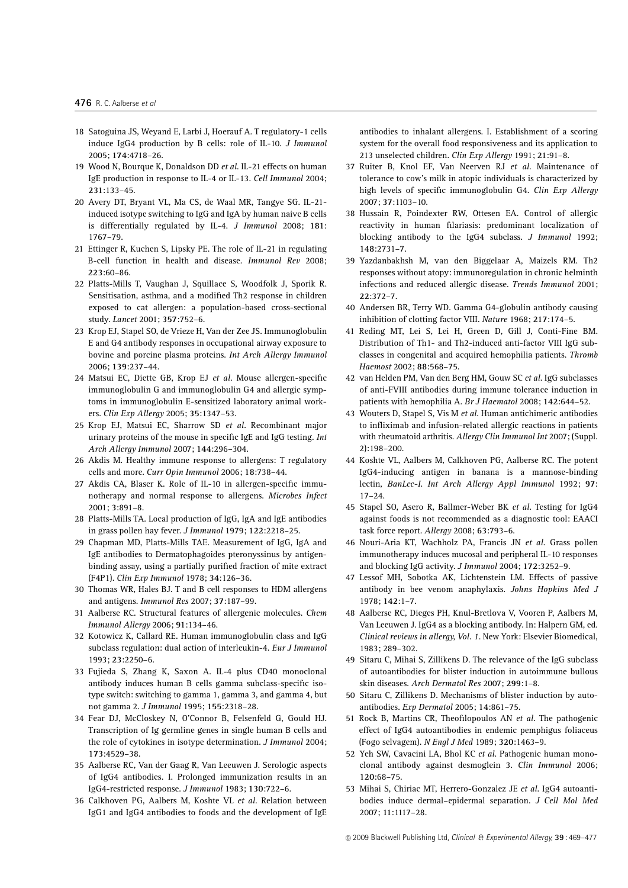18 Satoguina JS, Weyand E, Larbi J, Hoerauf A. T regulatory-1 cells induce IgG4 production by B cells: role of IL-10. *J Immunol* 2005; **174**:4718–26.

19 Wood N, Bourque K, Donaldson DD *et al.* IL-21 effects on human IgE production in response to IL-4 or IL-13. *Cell Immunol* 2004; **231**:133–45.

20 Avery DT, Bryant VL, Ma CS, de Waal MR, Tangye SG. IL-21-induced isotype switching to IgG and IgA by human naive B cells is differentially regulated by IL-4. *J Immunol* 2008; **181**: 1767–79.

21 Ettinger R, Kuchen S, Lipsky PE. The role of IL-21 in regulating B-cell function in health and disease. *Immunol Rev* 2008; **223**:60–86.

22 Platts-Mills T, Vaughan J, Squillace S, Woodfolk J, Sporik R. Sensitisation, asthma, and a modified Th2 response in children exposed to cat allergen: a population-based cross-sectional study. *Lancet* 2001; **357**:752–6.

23 Krop EJ, Stapel SO, de Vrieze H, Van der Zee JS. Immunoglobulin E and G4 antibody responses in occupational airway exposure to bovine and porcine plasma proteins. *Int Arch Allergy Immunol* 2006; **139**:237–44.

24 Matsui EC, Diette GB, Krop EJ *et al.* Mouse allergen-specific immunoglobulin G and immunoglobulin G4 and allergic symptoms in immunoglobulin E-sensitized laboratory animal workers. *Clin Exp Allergy* 2005; **35**:1347–53.

25 Krop EJ, Matsui EC, Sharrow SD *et al.* Recombinant major urinary proteins of the mouse in specific IgE and IgG testing. *Int Arch Allergy Immunol* 2007; **144**:296–304.

26 Akdis M. Healthy immune response to allergens: T regulatory cells and more. *Curr Opin Immunol* 2006; **18**:738–44.

27 Akdis CA, Blaser K. Role of IL-10 in allergen-specific immunotherapy and normal response to allergens. *Microbes Infect* 2001; **3**:891–8.

28 Platts-Mills TA. Local production of IgG, IgA and IgE antibodies in grass pollen hay fever. *J Immunol* 1979; **122**:2218–25.

29 Chapman MD, Platts-Mills TAE. Measurement of IgG, IgA and IgE antibodies to Dermatophagoides pteronyssinus by antigen-binding assay, using a partially purified fraction of mite extract (F4P1). *Clin Exp Immunol* 1978; **34**:126–36.

30 Thomas WR, Hales BJ. T and B cell responses to HDM allergens and antigens. *Immunol Res* 2007; **37**:187–99.

31 Aalberse RC. Structural features of allergenic molecules. *Chem Immunol Allergy* 2006; **91**:134–46.

32 Kotowicz K, Callard RE. Human immunoglobulin class and IgG subclass regulation: dual action of interleukin-4. *Eur J Immunol* 1993; **23**:2250–6.

33 Fujieda S, Zhang K, Saxon A. IL-4 plus CD40 monoclonal antibody induces human B cells gamma subclass-specific isotype switch: switching to gamma 1, gamma 3, and gamma 4, but not gamma 2. *J Immunol* 1995; **155**:2318–28.

34 Fear DJ, McCloskey N, O'Connor B, Felsenfeld G, Gould HJ. Transcription of Ig germline genes in single human B cells and the role of cytokines in isotype determination. *J Immunol* 2004; **173**:4529–38.

35 Aalberse RC, Van der Gaag R, Van Leeuwen J. Serologic aspects of IgG4 antibodies. I. Prolonged immunization results in an IgG4-restricted response. *J Immunol* 1983; **130**:722–6.

36 Calkhoven PG, Aalbers M, Koshte VL *et al.* Relation between IgG1 and IgG4 antibodies to foods and the development of IgE antibodies to inhalant allergens. I. Establishment of a scoring system for the overall food responsiveness and its application to 213 unselected children. *Clin Exp Allergy* 1991; **21**:91–8.

37 Ruiter B, Knol EF, Van Neerven RJ *et al.* Maintenance of tolerance to cow's milk in atopic individuals is characterized by high levels of specific immunoglobulin G4. *Clin Exp Allergy* 2007; **37**:1103–10.

38 Hussain R, Poindexter RW, Ottesen EA. Control of allergic reactivity in human filariasis: predominant localization of blocking antibody to the IgG4 subclass. *J Immunol* 1992; **148**:2731–7.

39 Yazdanbakhsh M, van den Biggelaar A, Maizels RM. Th2 responses without atopy: immunoregulation in chronic helminth infections and reduced allergic disease. *Trends Immunol* 2001; **22**:372–7.

40 Andersen BR, Terry WD. Gamma G4-globulin antibody causing inhibition of clotting factor VIII. *Nature* 1968; **217**:174–5.

41 Reding MT, Lei S, Lei H, Green D, Gill J, Conti-Fine BM. Distribution of Th1- and Th2-induced anti-factor VIII IgG subclasses in congenital and acquired hemophilia patients. *Thromb Haemost* 2002; **88**:568–75.

42 van Helden PM, Van den Berg HM, Gouw SC *et al.* IgG subclasses of anti-FVIII antibodies during immune tolerance induction in patients with hemophilia A. *Br J Haematol* 2008; **142**:644–52.

43 Wouters D, Stapel S, Vis M *et al.* Human antichimeric antibodies to infliximab and infusion-related allergic reactions in patients with rheumatoid arthritis. *Allergy Clin Immunol Int* 2007; (Suppl. 2):198–200.

44 Koshte VL, Aalbers M, Calkhoven PG, Aalberse RC. The potent IgG4-inducing antigen in banana is a mannose-binding lectin, *BanLec-I*. *Int Arch Allergy Appl Immunol* 1992; **97**: 17–24.

45 Stapel SO, Asero R, Ballmer-Weber BK *et al.* Testing for IgG4 against foods is not recommended as a diagnostic tool: EAACI task force report. *Allergy* 2008; **63**:793–6.

46 Nouri-Aria KT, Wachholz PA, Francis JN *et al.* Grass pollen immunotherapy induces mucosal and peripheral IL-10 responses and blocking IgG activity. *J Immunol* 2004; **172**:3252–9.

47 Lessof MH, Sobotka AK, Lichtenstein LM. Effects of passive antibody in bee venom anaphylaxis. *Johns Hopkins Med J* 1978; **142**:1–7.

48 Aalberse RC, Dieges PH, Knul-Bretlova V, Vooren P, Aalbers M, Van Leeuwen J. IgG4 as a blocking antibody. In: Halpern GM, ed. *Clinical reviews in allergy, Vol. 1*. New York: Elsevier Biomedical, 1983; 289–302.

49 Sitaru C, Mihai S, Zillikens D. The relevance of the IgG subclass of autoantibodies for blister induction in autoimmune bullous skin diseases. *Arch Dermatol Res* 2007; **299**:1–8.

50 Sitaru C, Zillikens D. Mechanisms of blister induction by autoantibodies. *Exp Dermatol* 2005; **14**:861–75.

51 Rock B, Martins CR, Theofilopoulos AN *et al.* The pathogenic effect of IgG4 autoantibodies in endemic pemphigus foliaceus (Fogo selvagem). *N Engl J Med* 1989; **320**:1463–9.

52 Yeh SW, Cavacini LA, Bhol KC *et al.* Pathogenic human monoclonal antibody against desmoglein 3. *Clin Immunol* 2006; **120**:68–75.

53 Mihai S, Chiriac MT, Herrero-Gonzalez JE *et al.* IgG4 autoantibodies induce dermal–epidermal separation. *J Cell Mol Med* 2007; **11**:1117–28.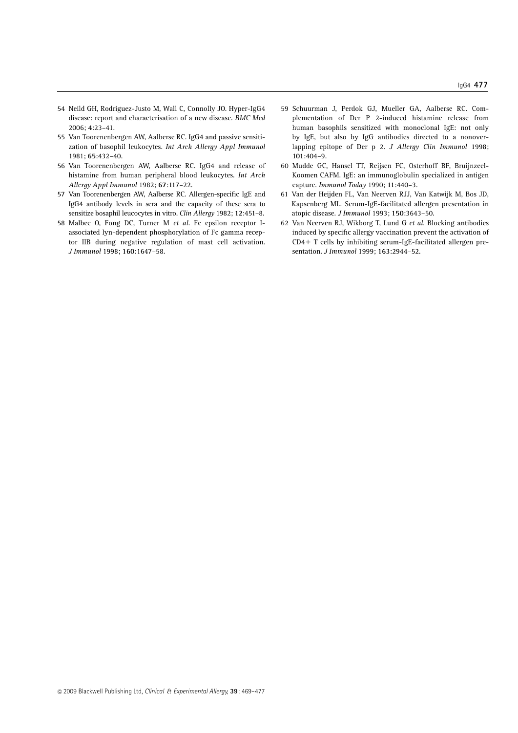54 Neild GH, Rodriguez-Justo M, Wall C, Connolly JO. Hyper-IgG4 disease: report and characterisation of a new disease. *BMC Med* 2006; **4**:23–41.

55 Van Toorenenbergen AW, Aalberse RC. IgG4 and passive sensitization of basophil leukocytes. *Int Arch Allergy Appl Immunol* 1981; **65**:432–40.

56 Van Toorenenbergen AW, Aalberse RC. IgG4 and release of histamine from human peripheral blood leukocytes. *Int Arch Allergy Appl Immunol* 1982; **67**:117–22.

57 Van Toorenenbergen AW, Aalberse RC. Allergen-specific IgE and IgG4 antibody levels in sera and the capacity of these sera to sensitize bosaphil leucocytes in vitro. *Clin Allergy* 1982; **12**:451–8.

58 Malbec O, Fong DC, Turner M *et al.* Fc epsilon receptor I-associated lyn-dependent phosphorylation of Fc gamma receptor IIB during negative regulation of mast cell activation. *J Immunol* 1998; **160**:1647–58.

59 Schuurman J, Perdok GJ, Mueller GA, Aalberse RC. Complementation of Der P 2-induced histamine release from human basophils sensitized with monoclonal IgE: not only by IgE, but also by IgG antibodies directed to a nonoverlapping epitope of Der p 2. *J Allergy Clin Immunol* 1998; **101**:404–9.

60 Mudde GC, Hansel TT, Reijsen FC, Osterhoff BF, Bruijnzeel-Koomen CAFM. IgE: an immunoglobulin specialized in antigen capture. *Immunol Today* 1990; **11**:440–3.

61 Van der Heijden FL, Van Neerven RJJ, Van Katwijk M, Bos JD, Kapsenberg ML. Serum-IgE-facilitated allergen presentation in atopic disease. *J Immunol* 1993; **150**:3643–50.

62 Van Neerven RJ, Wikborg T, Lund G *et al.* Blocking antibodies induced by specific allergy vaccination prevent the activation of CD4+ T cells by inhibiting serum-IgE-facilitated allergen presentation. *J Immunol* 1999; **163**:2944–52.